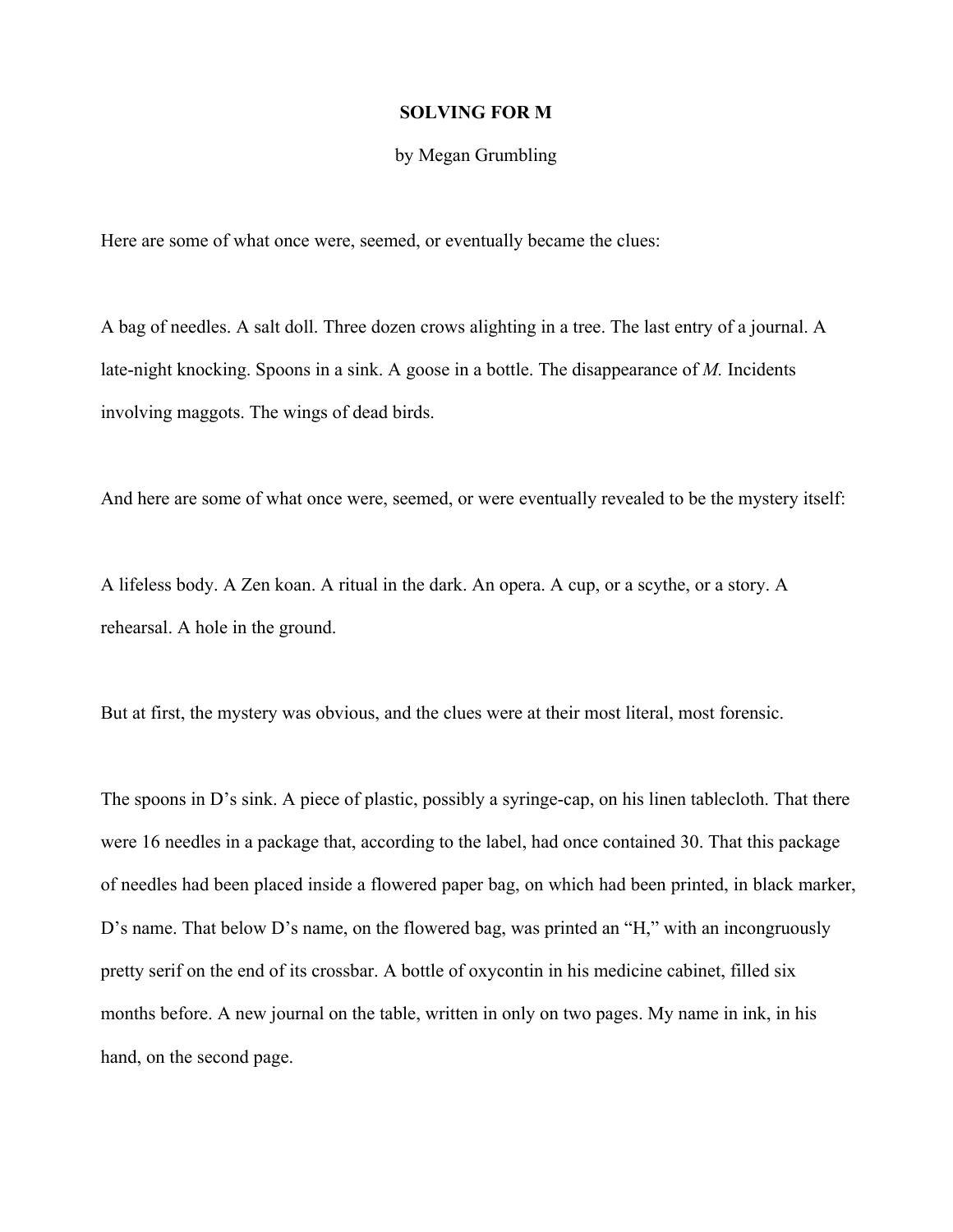# SOLVING FOR M

by Megan Grumbling

Here are some of what once were, seemed, or eventually became the clues:

A bag of needles. A salt doll. Three dozen crows alighting in a tree. The last entry of a journal. A late-night knocking. Spoons in a sink. A goose in a bottle. The disappearance of *M.* Incidents involving maggots. The wings of dead birds.

And here are some of what once were, seemed, or were eventually revealed to be the mystery itself:

A lifeless body. A Zen koan. A ritual in the dark. An opera. A cup, or a scythe, or a story. A rehearsal. A hole in the ground.

But at first, the mystery was obvious, and the clues were at their most literal, most forensic.

The spoons in D's sink. A piece of plastic, possibly a syringe-cap, on his linen tablecloth. That there were 16 needles in a package that, according to the label, had once contained 30. That this package of needles had been placed inside a flowered paper bag, on which had been printed, in black marker, D's name. That below D's name, on the flowered bag, was printed an "H," with an incongruously pretty serif on the end of its crossbar. A bottle of oxycontin in his medicine cabinet, filled six months before. A new journal on the table, written in only on two pages. My name in ink, in his hand, on the second page.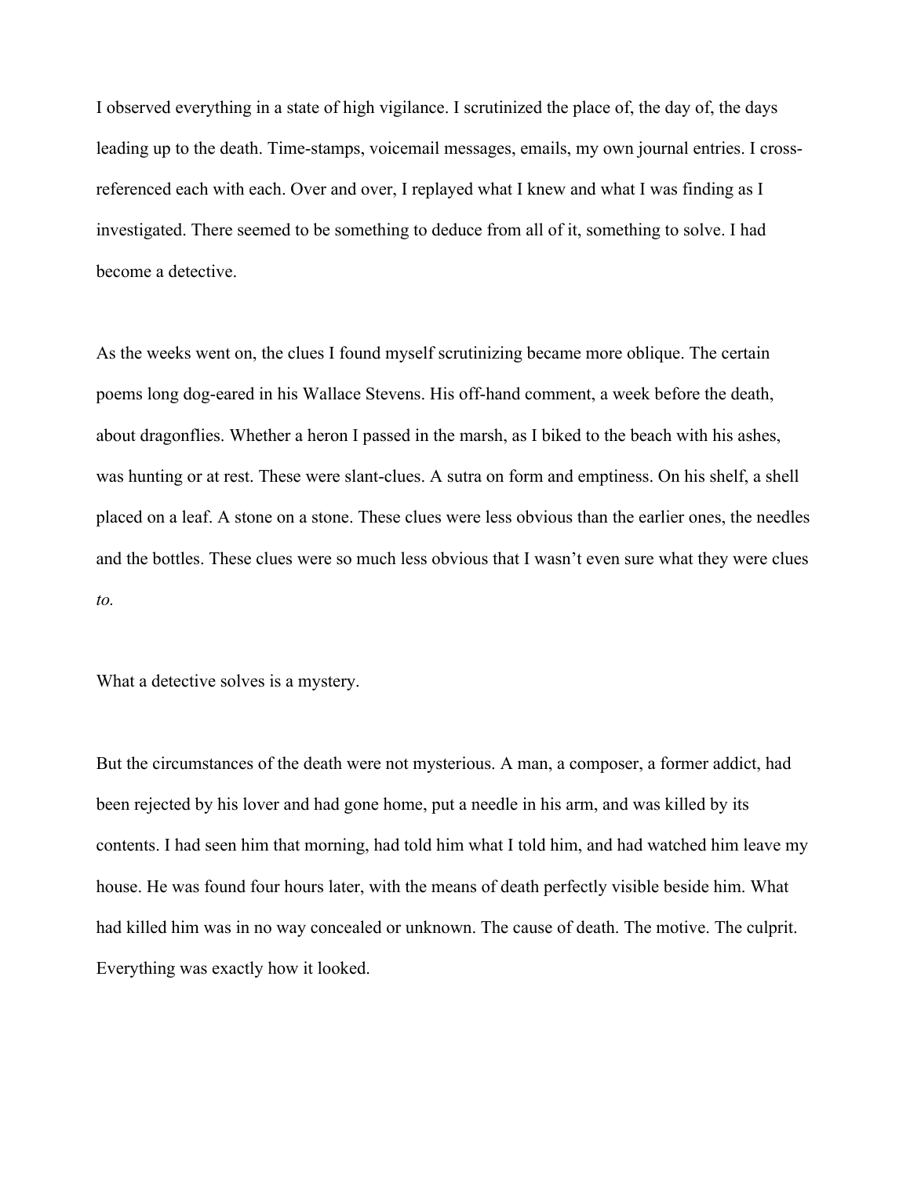I observed everything in a state of high vigilance. I scrutinized the place of, the day of, the days leading up to the death. Time-stamps, voicemail messages, emails, my own journal entries. I cross-referenced each with each. Over and over, I replayed what I knew and what I was finding as I investigated. There seemed to be something to deduce from all of it, something to solve. I had become a detective.

As the weeks went on, the clues I found myself scrutinizing became more oblique. The certain poems long dog-eared in his Wallace Stevens. His off-hand comment, a week before the death, about dragonflies. Whether a heron I passed in the marsh, as I biked to the beach with his ashes, was hunting or at rest. These were slant-clues. A sutra on form and emptiness. On his shelf, a shell placed on a leaf. A stone on a stone. These clues were less obvious than the earlier ones, the needles and the bottles. These clues were so much less obvious that I wasn't even sure what they were clues *to.*

What a detective solves is a mystery.

But the circumstances of the death were not mysterious. A man, a composer, a former addict, had been rejected by his lover and had gone home, put a needle in his arm, and was killed by its contents. I had seen him that morning, had told him what I told him, and had watched him leave my house. He was found four hours later, with the means of death perfectly visible beside him. What had killed him was in no way concealed or unknown. The cause of death. The motive. The culprit. Everything was exactly how it looked.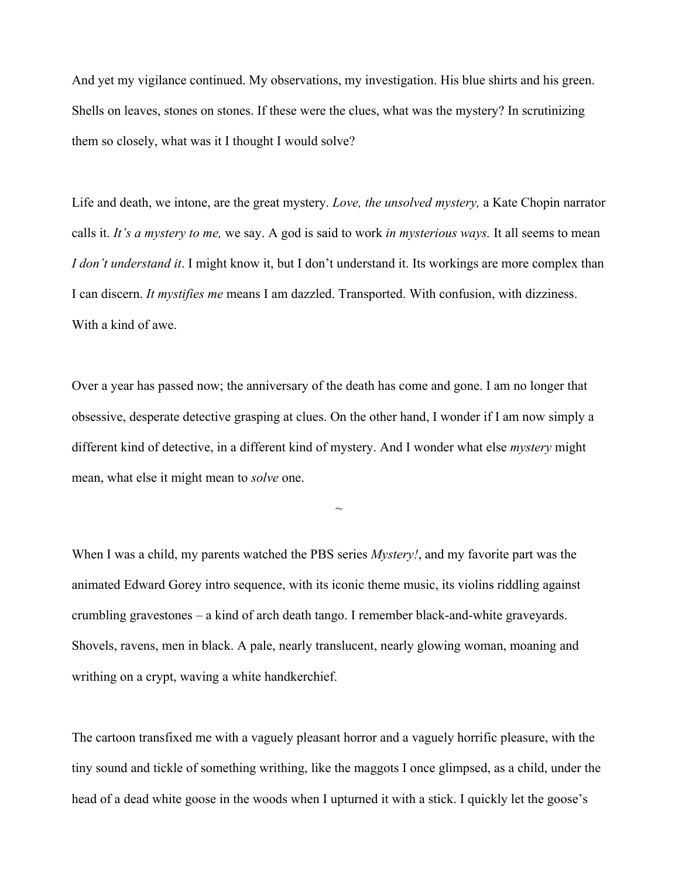And yet my vigilance continued. My observations, my investigation. His blue shirts and his green. Shells on leaves, stones on stones. If these were the clues, what was the mystery? In scrutinizing them so closely, what was it I thought I would solve?

Life and death, we intone, are the great mystery. *Love, the unsolved mystery,* a Kate Chopin narrator calls it. *It's a mystery to me,* we say. A god is said to work *in mysterious ways.* It all seems to mean *I don't understand it*. I might know it, but I don't understand it. Its workings are more complex than I can discern. *It mystifies me* means I am dazzled. Transported. With confusion, with dizziness. With a kind of awe.

Over a year has passed now; the anniversary of the death has come and gone. I am no longer that obsessive, desperate detective grasping at clues. On the other hand, I wonder if I am now simply a different kind of detective, in a different kind of mystery. And I wonder what else *mystery* might mean, what else it might mean to *solve* one.

~

When I was a child, my parents watched the PBS series *Mystery!*, and my favorite part was the animated Edward Gorey intro sequence, with its iconic theme music, its violins riddling against crumbling gravestones – a kind of arch death tango. I remember black-and-white graveyards. Shovels, ravens, men in black. A pale, nearly translucent, nearly glowing woman, moaning and writhing on a crypt, waving a white handkerchief.

The cartoon transfixed me with a vaguely pleasant horror and a vaguely horrific pleasure, with the tiny sound and tickle of something writhing, like the maggots I once glimpsed, as a child, under the head of a dead white goose in the woods when I upturned it with a stick. I quickly let the goose's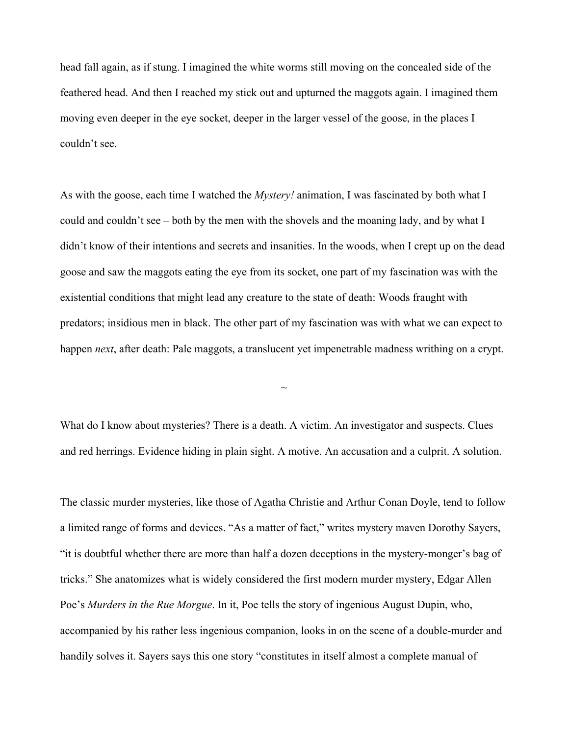head fall again, as if stung. I imagined the white worms still moving on the concealed side of the feathered head. And then I reached my stick out and upturned the maggots again. I imagined them moving even deeper in the eye socket, deeper in the larger vessel of the goose, in the places I couldn't see.

As with the goose, each time I watched the *Mystery!* animation, I was fascinated by both what I could and couldn't see – both by the men with the shovels and the moaning lady, and by what I didn't know of their intentions and secrets and insanities. In the woods, when I crept up on the dead goose and saw the maggots eating the eye from its socket, one part of my fascination was with the existential conditions that might lead any creature to the state of death: Woods fraught with predators; insidious men in black. The other part of my fascination was with what we can expect to happen *next*, after death: Pale maggots, a translucent yet impenetrable madness writhing on a crypt.

~

What do I know about mysteries? There is a death. A victim. An investigator and suspects. Clues and red herrings. Evidence hiding in plain sight. A motive. An accusation and a culprit. A solution.

The classic murder mysteries, like those of Agatha Christie and Arthur Conan Doyle, tend to follow a limited range of forms and devices. "As a matter of fact," writes mystery maven Dorothy Sayers, "it is doubtful whether there are more than half a dozen deceptions in the mystery-monger's bag of tricks." She anatomizes what is widely considered the first modern murder mystery, Edgar Allen Poe's *Murders in the Rue Morgue*. In it, Poe tells the story of ingenious August Dupin, who, accompanied by his rather less ingenious companion, looks in on the scene of a double-murder and handily solves it. Sayers says this one story "constitutes in itself almost a complete manual of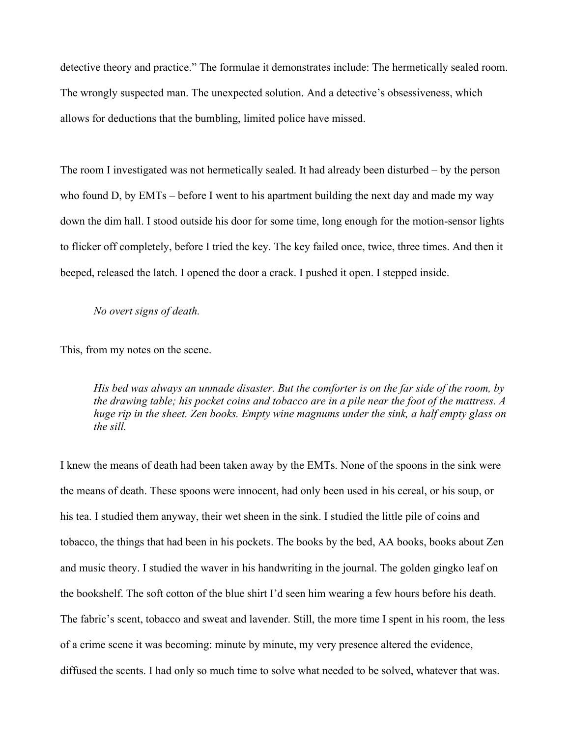detective theory and practice." The formulae it demonstrates include: The hermetically sealed room. The wrongly suspected man. The unexpected solution. And a detective's obsessiveness, which allows for deductions that the bumbling, limited police have missed.

The room I investigated was not hermetically sealed. It had already been disturbed – by the person who found D, by EMTs – before I went to his apartment building the next day and made my way down the dim hall. I stood outside his door for some time, long enough for the motion-sensor lights to flicker off completely, before I tried the key. The key failed once, twice, three times. And then it beeped, released the latch. I opened the door a crack. I pushed it open. I stepped inside.

> *No overt signs of death.*

This, from my notes on the scene.

> *His bed was always an unmade disaster. But the comforter is on the far side of the room, by the drawing table; his pocket coins and tobacco are in a pile near the foot of the mattress. A huge rip in the sheet. Zen books. Empty wine magnums under the sink, a half empty glass on the sill.*

I knew the means of death had been taken away by the EMTs. None of the spoons in the sink were the means of death. These spoons were innocent, had only been used in his cereal, or his soup, or his tea. I studied them anyway, their wet sheen in the sink. I studied the little pile of coins and tobacco, the things that had been in his pockets. The books by the bed, AA books, books about Zen and music theory. I studied the waver in his handwriting in the journal. The golden gingko leaf on the bookshelf. The soft cotton of the blue shirt I'd seen him wearing a few hours before his death. The fabric's scent, tobacco and sweat and lavender. Still, the more time I spent in his room, the less of a crime scene it was becoming: minute by minute, my very presence altered the evidence, diffused the scents. I had only so much time to solve what needed to be solved, whatever that was.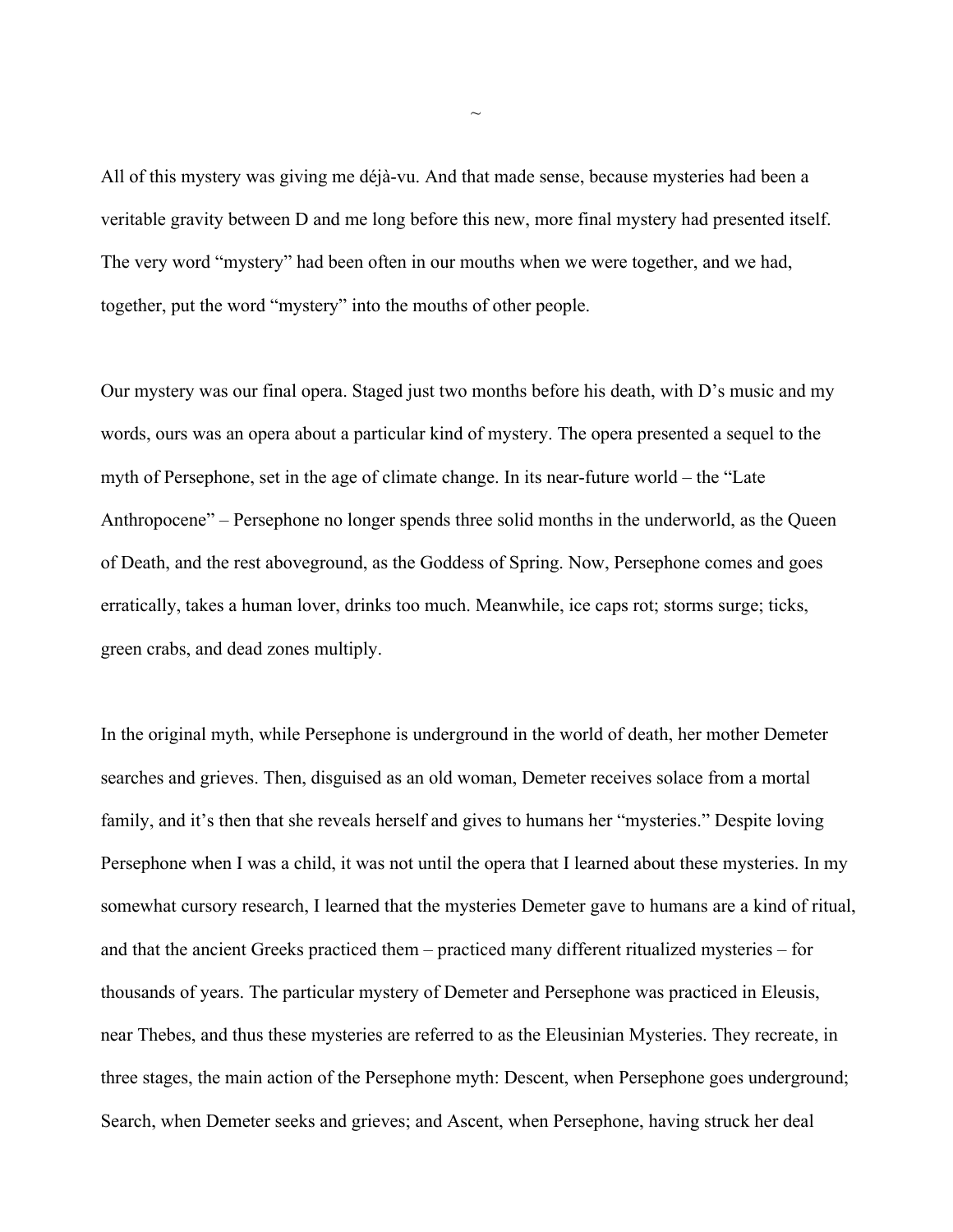~

All of this mystery was giving me déjà-vu. And that made sense, because mysteries had been a veritable gravity between D and me long before this new, more final mystery had presented itself. The very word "mystery" had been often in our mouths when we were together, and we had, together, put the word "mystery" into the mouths of other people.

Our mystery was our final opera. Staged just two months before his death, with D's music and my words, ours was an opera about a particular kind of mystery. The opera presented a sequel to the myth of Persephone, set in the age of climate change. In its near-future world – the "Late Anthropocene" – Persephone no longer spends three solid months in the underworld, as the Queen of Death, and the rest aboveground, as the Goddess of Spring. Now, Persephone comes and goes erratically, takes a human lover, drinks too much. Meanwhile, ice caps rot; storms surge; ticks, green crabs, and dead zones multiply.

In the original myth, while Persephone is underground in the world of death, her mother Demeter searches and grieves. Then, disguised as an old woman, Demeter receives solace from a mortal family, and it's then that she reveals herself and gives to humans her "mysteries." Despite loving Persephone when I was a child, it was not until the opera that I learned about these mysteries. In my somewhat cursory research, I learned that the mysteries Demeter gave to humans are a kind of ritual, and that the ancient Greeks practiced them – practiced many different ritualized mysteries – for thousands of years. The particular mystery of Demeter and Persephone was practiced in Eleusis, near Thebes, and thus these mysteries are referred to as the Eleusinian Mysteries. They recreate, in three stages, the main action of the Persephone myth: Descent, when Persephone goes underground; Search, when Demeter seeks and grieves; and Ascent, when Persephone, having struck her deal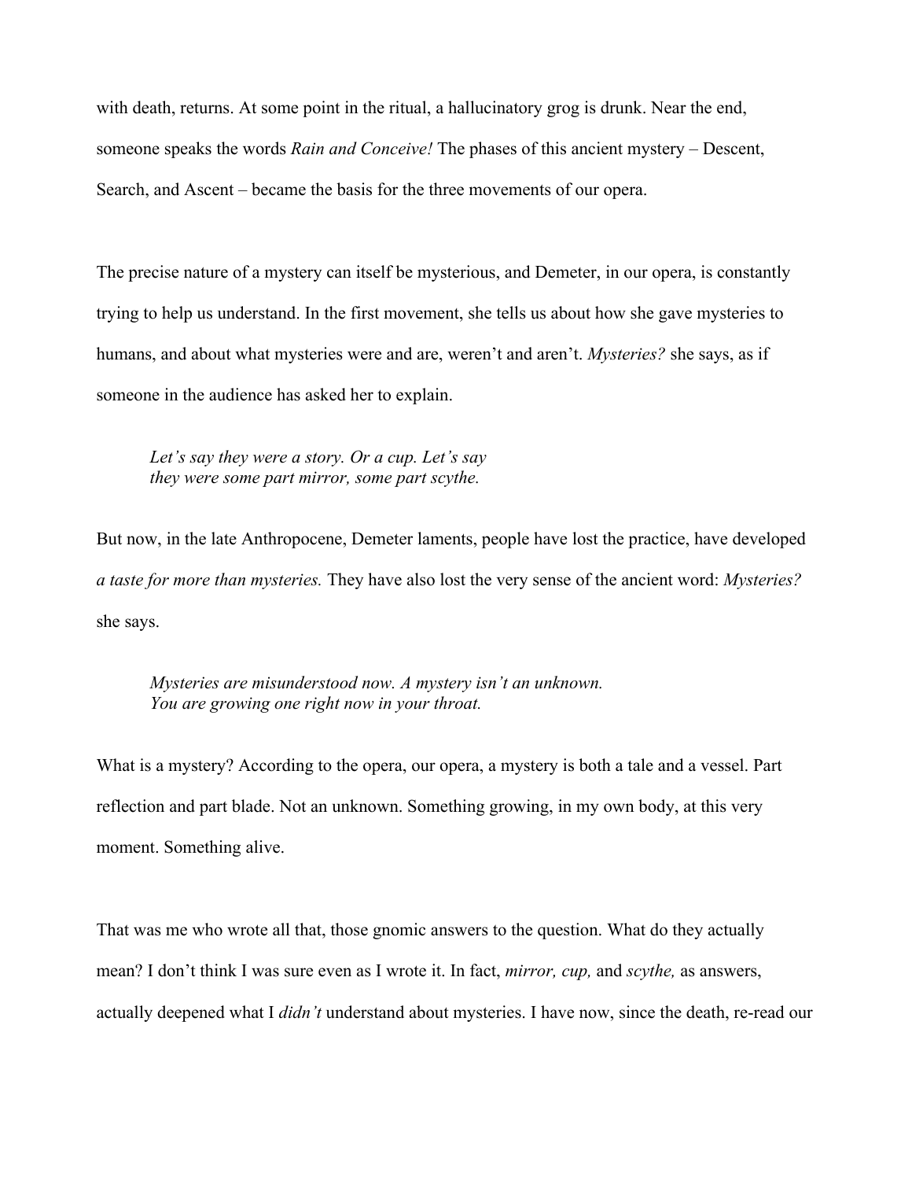with death, returns. At some point in the ritual, a hallucinatory grog is drunk. Near the end, someone speaks the words *Rain and Conceive!* The phases of this ancient mystery – Descent, Search, and Ascent – became the basis for the three movements of our opera.

The precise nature of a mystery can itself be mysterious, and Demeter, in our opera, is constantly trying to help us understand. In the first movement, she tells us about how she gave mysteries to humans, and about what mysteries were and are, weren't and aren't. *Mysteries?* she says, as if someone in the audience has asked her to explain.

> *Let's say they were a story. Or a cup. Let's say*
> *they were some part mirror, some part scythe.*

But now, in the late Anthropocene, Demeter laments, people have lost the practice, have developed *a taste for more than mysteries.* They have also lost the very sense of the ancient word: *Mysteries?* she says.

> *Mysteries are misunderstood now. A mystery isn't an unknown.*
> *You are growing one right now in your throat.*

What is a mystery? According to the opera, our opera, a mystery is both a tale and a vessel. Part reflection and part blade. Not an unknown. Something growing, in my own body, at this very moment. Something alive.

That was me who wrote all that, those gnomic answers to the question. What do they actually mean? I don't think I was sure even as I wrote it. In fact, *mirror, cup,* and *scythe,* as answers, actually deepened what I *didn't* understand about mysteries. I have now, since the death, re-read our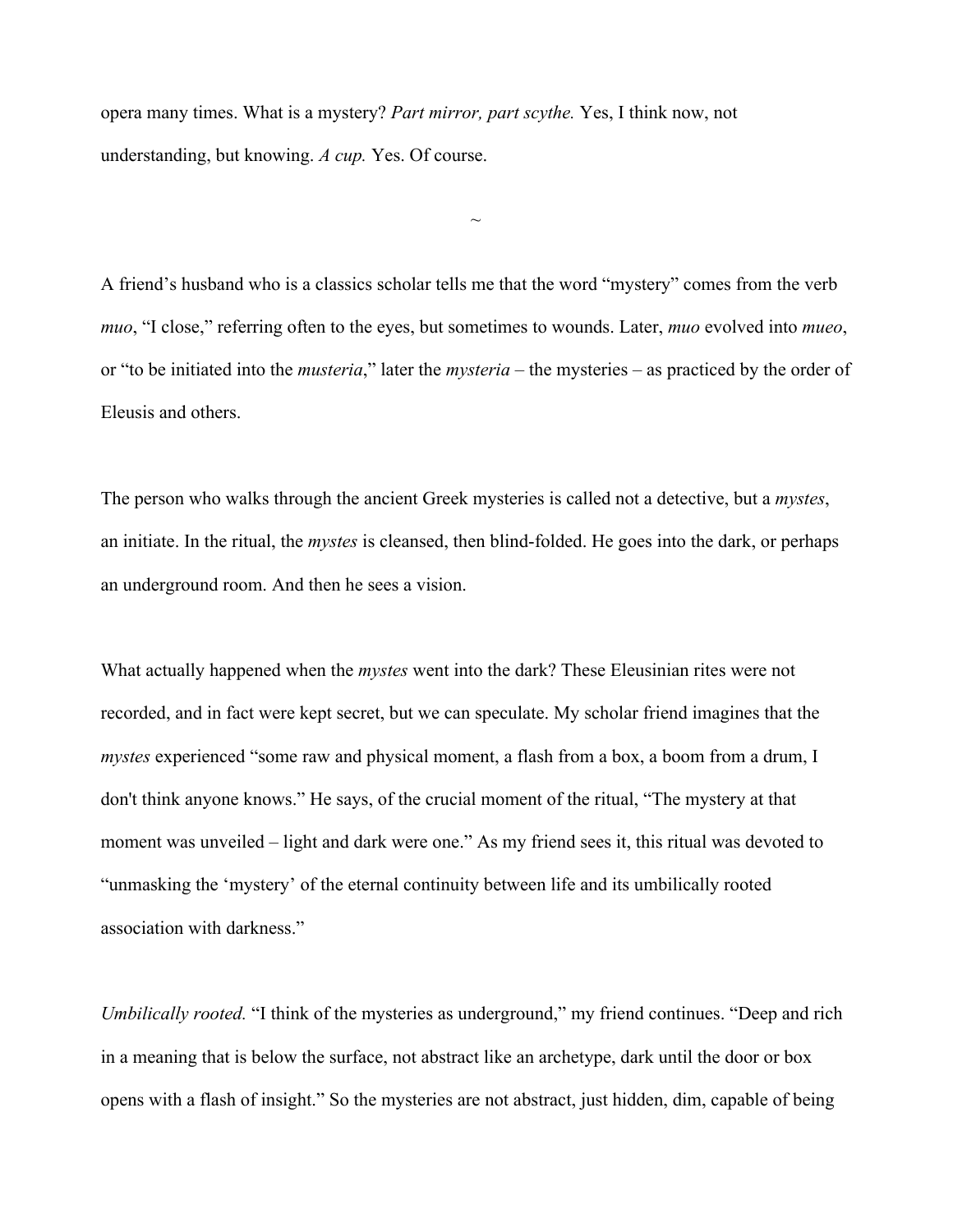opera many times. What is a mystery? *Part mirror, part scythe.* Yes, I think now, not understanding, but knowing. *A cup.* Yes. Of course.

~

A friend's husband who is a classics scholar tells me that the word "mystery" comes from the verb *muo*, "I close," referring often to the eyes, but sometimes to wounds. Later, *muo* evolved into *mueo*, or "to be initiated into the *musteria*," later the *mysteria* – the mysteries – as practiced by the order of Eleusis and others.

The person who walks through the ancient Greek mysteries is called not a detective, but a *mystes*, an initiate. In the ritual, the *mystes* is cleansed, then blind-folded. He goes into the dark, or perhaps an underground room. And then he sees a vision.

What actually happened when the *mystes* went into the dark? These Eleusinian rites were not recorded, and in fact were kept secret, but we can speculate. My scholar friend imagines that the *mystes* experienced "some raw and physical moment, a flash from a box, a boom from a drum, I don't think anyone knows." He says, of the crucial moment of the ritual, "The mystery at that moment was unveiled – light and dark were one." As my friend sees it, this ritual was devoted to "unmasking the 'mystery' of the eternal continuity between life and its umbilically rooted association with darkness."

*Umbilically rooted.* "I think of the mysteries as underground," my friend continues. "Deep and rich in a meaning that is below the surface, not abstract like an archetype, dark until the door or box opens with a flash of insight." So the mysteries are not abstract, just hidden, dim, capable of being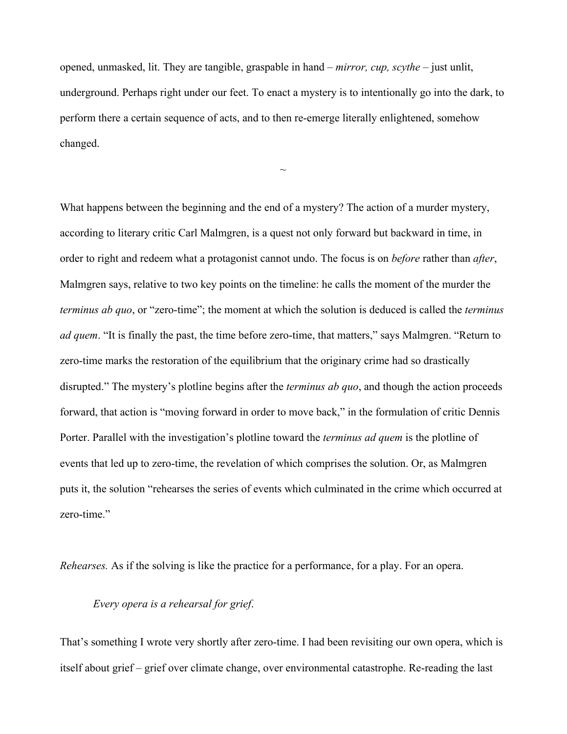opened, unmasked, lit. They are tangible, graspable in hand – *mirror, cup, scythe* – just unlit, underground. Perhaps right under our feet. To enact a mystery is to intentionally go into the dark, to perform there a certain sequence of acts, and to then re-emerge literally enlightened, somehow changed.

~

What happens between the beginning and the end of a mystery? The action of a murder mystery, according to literary critic Carl Malmgren, is a quest not only forward but backward in time, in order to right and redeem what a protagonist cannot undo. The focus is on *before* rather than *after*, Malmgren says, relative to two key points on the timeline: he calls the moment of the murder the *terminus ab quo*, or "zero-time"; the moment at which the solution is deduced is called the *terminus ad quem*. "It is finally the past, the time before zero-time, that matters," says Malmgren. "Return to zero-time marks the restoration of the equilibrium that the originary crime had so drastically disrupted." The mystery's plotline begins after the *terminus ab quo*, and though the action proceeds forward, that action is "moving forward in order to move back," in the formulation of critic Dennis Porter. Parallel with the investigation's plotline toward the *terminus ad quem* is the plotline of events that led up to zero-time, the revelation of which comprises the solution. Or, as Malmgren puts it, the solution "rehearses the series of events which culminated in the crime which occurred at zero-time."

*Rehearses.* As if the solving is like the practice for a performance, for a play. For an opera.

> *Every opera is a rehearsal for grief*.

That's something I wrote very shortly after zero-time. I had been revisiting our own opera, which is itself about grief – grief over climate change, over environmental catastrophe. Re-reading the last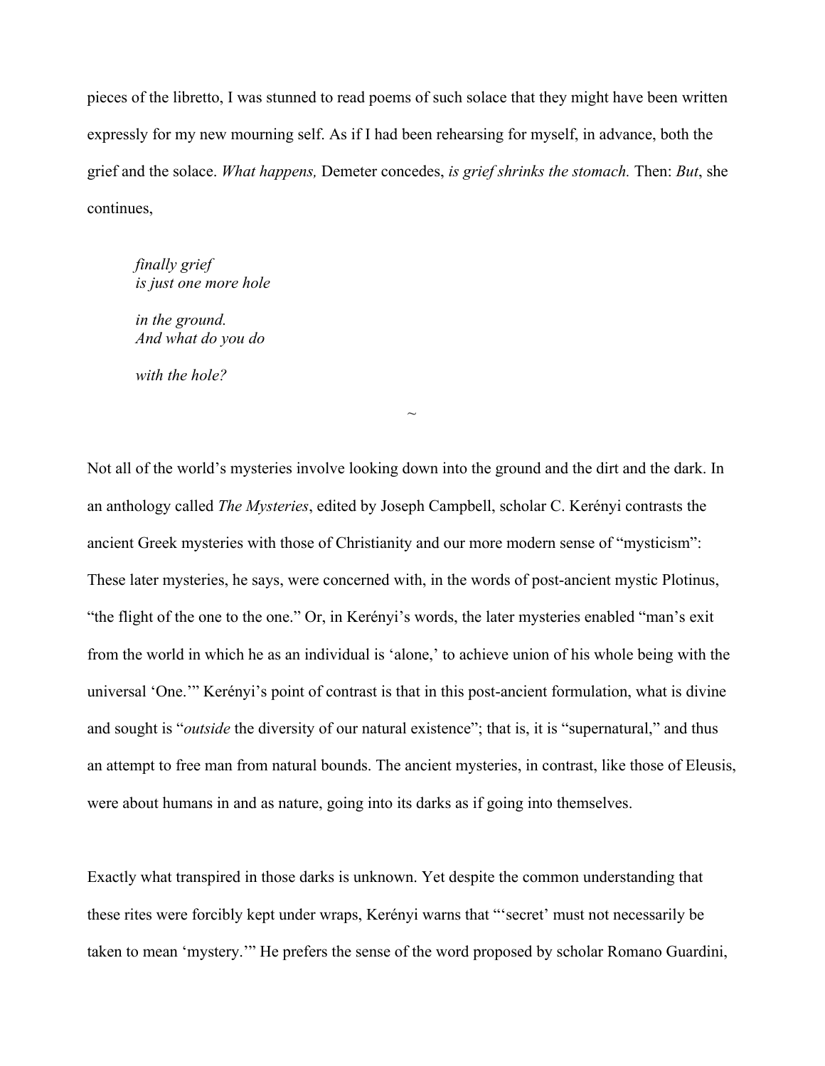pieces of the libretto, I was stunned to read poems of such solace that they might have been written expressly for my new mourning self. As if I had been rehearsing for myself, in advance, both the grief and the solace. *What happens,* Demeter concedes, *is grief shrinks the stomach.* Then: *But*, she continues,

> *finally grief*
> *is just one more hole*
>
> *in the ground.*
> *And what do you do*
>
> *with the hole?*

~

Not all of the world's mysteries involve looking down into the ground and the dirt and the dark. In an anthology called *The Mysteries*, edited by Joseph Campbell, scholar C. Kerényi contrasts the ancient Greek mysteries with those of Christianity and our more modern sense of "mysticism": These later mysteries, he says, were concerned with, in the words of post-ancient mystic Plotinus, "the flight of the one to the one." Or, in Kerényi's words, the later mysteries enabled "man's exit from the world in which he as an individual is 'alone,' to achieve union of his whole being with the universal 'One.'" Kerényi's point of contrast is that in this post-ancient formulation, what is divine and sought is "*outside* the diversity of our natural existence"; that is, it is "supernatural," and thus an attempt to free man from natural bounds. The ancient mysteries, in contrast, like those of Eleusis, were about humans in and as nature, going into its darks as if going into themselves.

Exactly what transpired in those darks is unknown. Yet despite the common understanding that these rites were forcibly kept under wraps, Kerényi warns that "'secret' must not necessarily be taken to mean 'mystery.'" He prefers the sense of the word proposed by scholar Romano Guardini,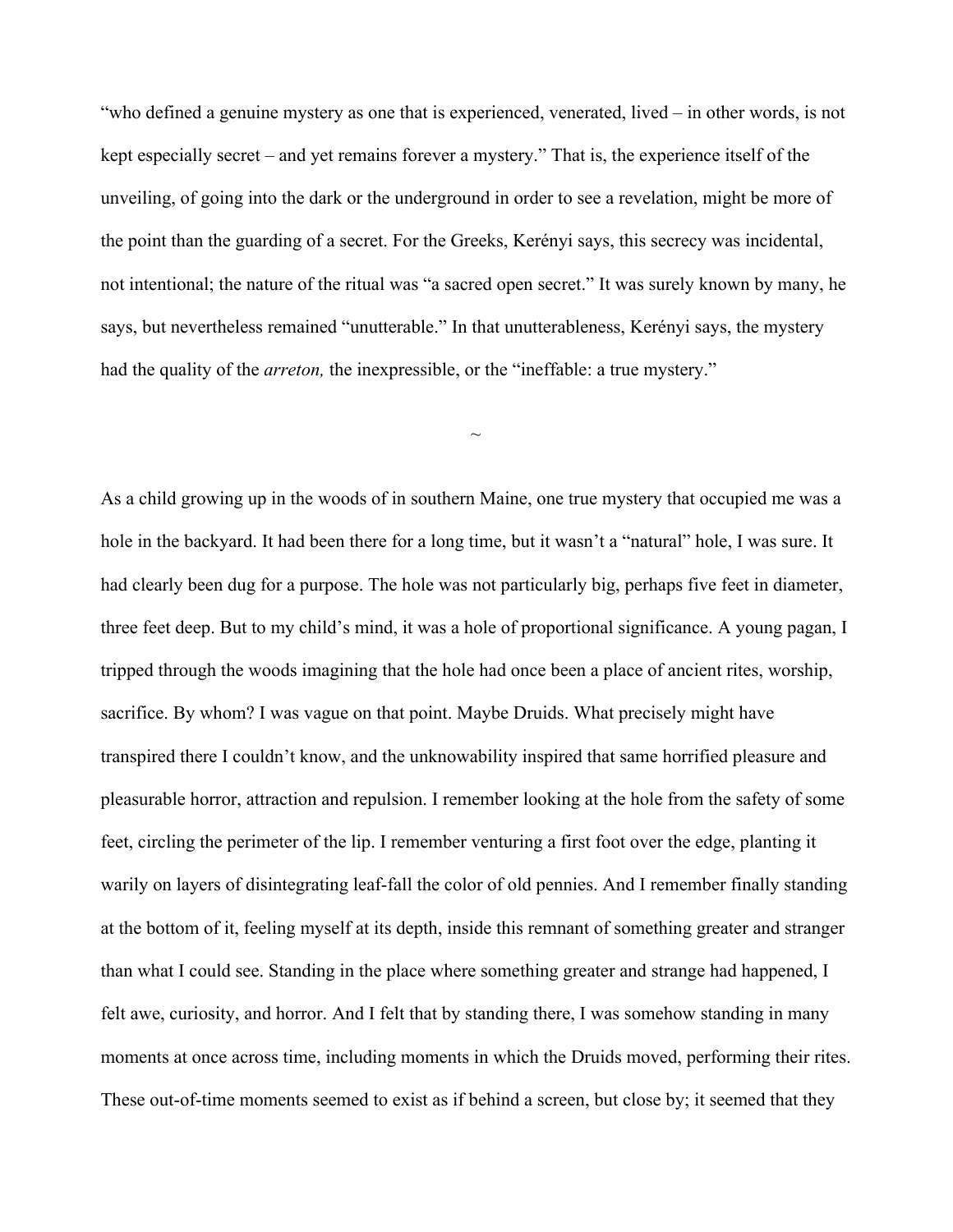"who defined a genuine mystery as one that is experienced, venerated, lived – in other words, is not kept especially secret – and yet remains forever a mystery." That is, the experience itself of the unveiling, of going into the dark or the underground in order to see a revelation, might be more of the point than the guarding of a secret. For the Greeks, Kerényi says, this secrecy was incidental, not intentional; the nature of the ritual was "a sacred open secret." It was surely known by many, he says, but nevertheless remained "unutterable." In that unutterableness, Kerényi says, the mystery had the quality of the *arreton,* the inexpressible, or the "ineffable: a true mystery."

~

As a child growing up in the woods of in southern Maine, one true mystery that occupied me was a hole in the backyard. It had been there for a long time, but it wasn't a "natural" hole, I was sure. It had clearly been dug for a purpose. The hole was not particularly big, perhaps five feet in diameter, three feet deep. But to my child's mind, it was a hole of proportional significance. A young pagan, I tripped through the woods imagining that the hole had once been a place of ancient rites, worship, sacrifice. By whom? I was vague on that point. Maybe Druids. What precisely might have transpired there I couldn't know, and the unknowability inspired that same horrified pleasure and pleasurable horror, attraction and repulsion. I remember looking at the hole from the safety of some feet, circling the perimeter of the lip. I remember venturing a first foot over the edge, planting it warily on layers of disintegrating leaf-fall the color of old pennies. And I remember finally standing at the bottom of it, feeling myself at its depth, inside this remnant of something greater and stranger than what I could see. Standing in the place where something greater and strange had happened, I felt awe, curiosity, and horror. And I felt that by standing there, I was somehow standing in many moments at once across time, including moments in which the Druids moved, performing their rites. These out-of-time moments seemed to exist as if behind a screen, but close by; it seemed that they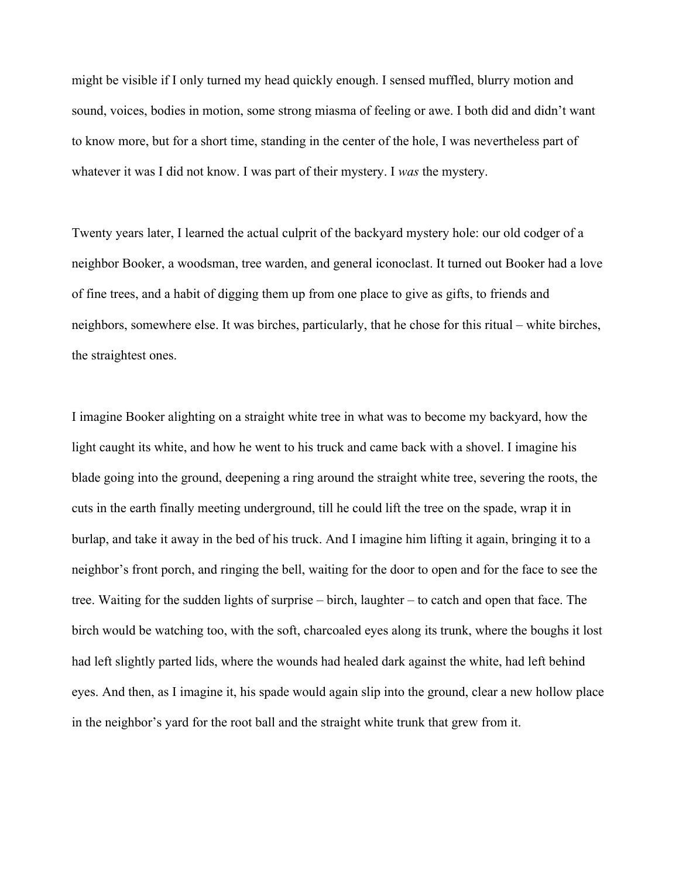might be visible if I only turned my head quickly enough. I sensed muffled, blurry motion and sound, voices, bodies in motion, some strong miasma of feeling or awe. I both did and didn't want to know more, but for a short time, standing in the center of the hole, I was nevertheless part of whatever it was I did not know. I was part of their mystery. I *was* the mystery.

Twenty years later, I learned the actual culprit of the backyard mystery hole: our old codger of a neighbor Booker, a woodsman, tree warden, and general iconoclast. It turned out Booker had a love of fine trees, and a habit of digging them up from one place to give as gifts, to friends and neighbors, somewhere else. It was birches, particularly, that he chose for this ritual – white birches, the straightest ones.

I imagine Booker alighting on a straight white tree in what was to become my backyard, how the light caught its white, and how he went to his truck and came back with a shovel. I imagine his blade going into the ground, deepening a ring around the straight white tree, severing the roots, the cuts in the earth finally meeting underground, till he could lift the tree on the spade, wrap it in burlap, and take it away in the bed of his truck. And I imagine him lifting it again, bringing it to a neighbor's front porch, and ringing the bell, waiting for the door to open and for the face to see the tree. Waiting for the sudden lights of surprise – birch, laughter – to catch and open that face. The birch would be watching too, with the soft, charcoaled eyes along its trunk, where the boughs it lost had left slightly parted lids, where the wounds had healed dark against the white, had left behind eyes. And then, as I imagine it, his spade would again slip into the ground, clear a new hollow place in the neighbor's yard for the root ball and the straight white trunk that grew from it.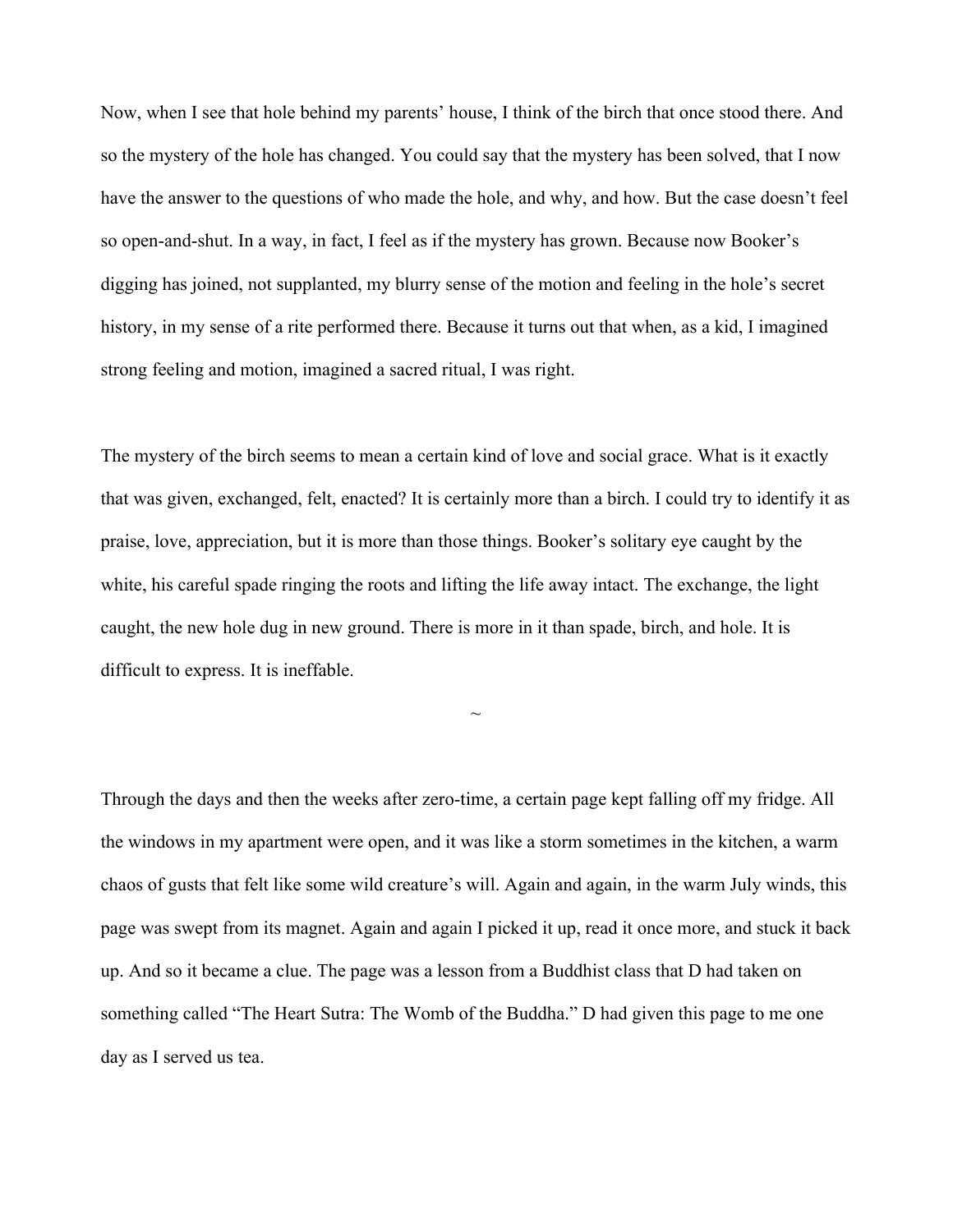Now, when I see that hole behind my parents' house, I think of the birch that once stood there. And so the mystery of the hole has changed. You could say that the mystery has been solved, that I now have the answer to the questions of who made the hole, and why, and how. But the case doesn't feel so open-and-shut. In a way, in fact, I feel as if the mystery has grown. Because now Booker's digging has joined, not supplanted, my blurry sense of the motion and feeling in the hole's secret history, in my sense of a rite performed there. Because it turns out that when, as a kid, I imagined strong feeling and motion, imagined a sacred ritual, I was right.

The mystery of the birch seems to mean a certain kind of love and social grace. What is it exactly that was given, exchanged, felt, enacted? It is certainly more than a birch. I could try to identify it as praise, love, appreciation, but it is more than those things. Booker's solitary eye caught by the white, his careful spade ringing the roots and lifting the life away intact. The exchange, the light caught, the new hole dug in new ground. There is more in it than spade, birch, and hole. It is difficult to express. It is ineffable.

~

Through the days and then the weeks after zero-time, a certain page kept falling off my fridge. All the windows in my apartment were open, and it was like a storm sometimes in the kitchen, a warm chaos of gusts that felt like some wild creature's will. Again and again, in the warm July winds, this page was swept from its magnet. Again and again I picked it up, read it once more, and stuck it back up. And so it became a clue. The page was a lesson from a Buddhist class that D had taken on something called "The Heart Sutra: The Womb of the Buddha." D had given this page to me one day as I served us tea.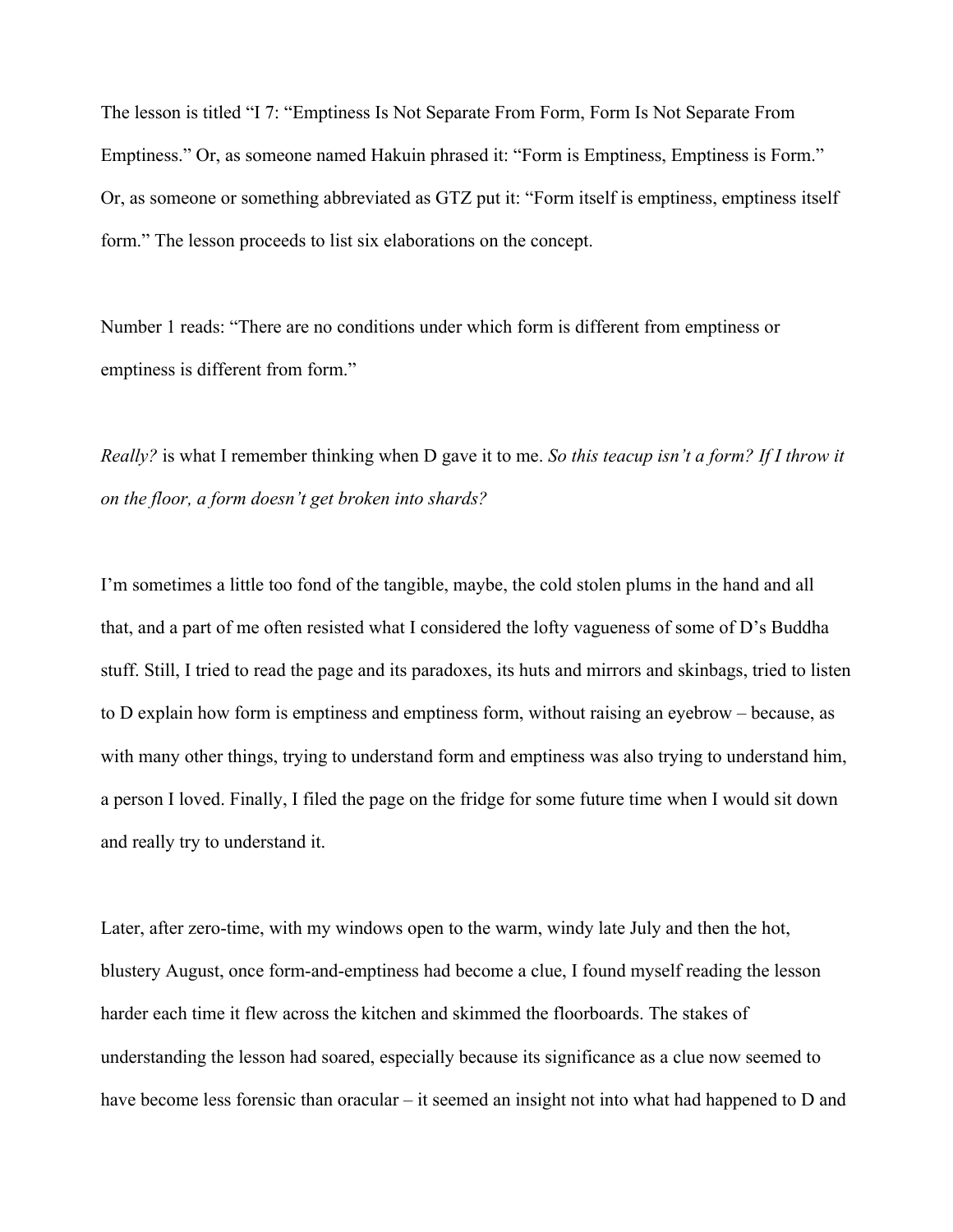The lesson is titled "I 7: "Emptiness Is Not Separate From Form, Form Is Not Separate From Emptiness." Or, as someone named Hakuin phrased it: "Form is Emptiness, Emptiness is Form." Or, as someone or something abbreviated as GTZ put it: "Form itself is emptiness, emptiness itself form." The lesson proceeds to list six elaborations on the concept.

Number 1 reads: "There are no conditions under which form is different from emptiness or emptiness is different from form."

*Really?* is what I remember thinking when D gave it to me. *So this teacup isn't a form? If I throw it on the floor, a form doesn't get broken into shards?*

I'm sometimes a little too fond of the tangible, maybe, the cold stolen plums in the hand and all that, and a part of me often resisted what I considered the lofty vagueness of some of D's Buddha stuff. Still, I tried to read the page and its paradoxes, its huts and mirrors and skinbags, tried to listen to D explain how form is emptiness and emptiness form, without raising an eyebrow – because, as with many other things, trying to understand form and emptiness was also trying to understand him, a person I loved. Finally, I filed the page on the fridge for some future time when I would sit down and really try to understand it.

Later, after zero-time, with my windows open to the warm, windy late July and then the hot, blustery August, once form-and-emptiness had become a clue, I found myself reading the lesson harder each time it flew across the kitchen and skimmed the floorboards. The stakes of understanding the lesson had soared, especially because its significance as a clue now seemed to have become less forensic than oracular – it seemed an insight not into what had happened to D and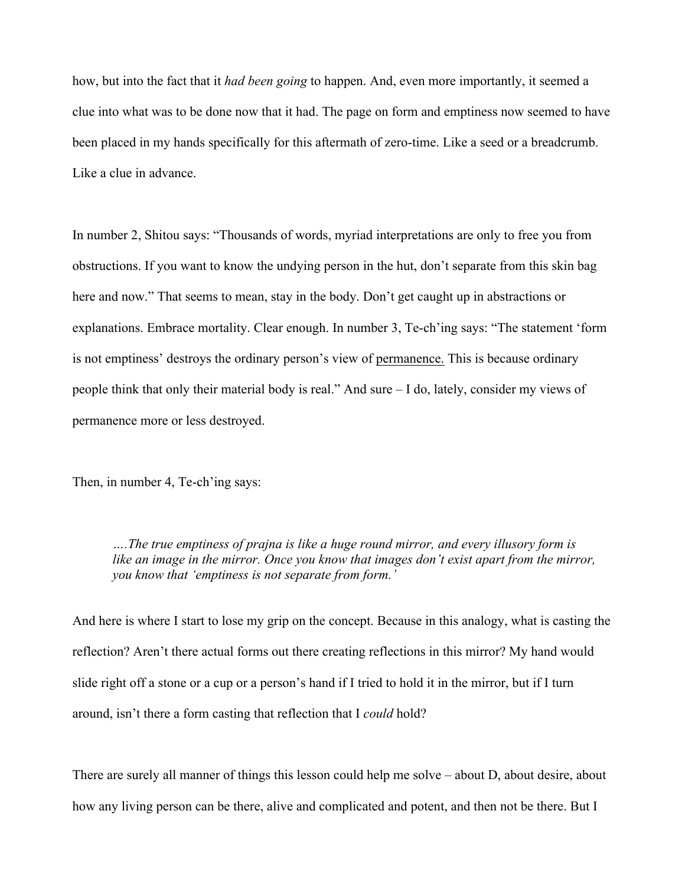how, but into the fact that it *had been going* to happen. And, even more importantly, it seemed a clue into what was to be done now that it had. The page on form and emptiness now seemed to have been placed in my hands specifically for this aftermath of zero-time. Like a seed or a breadcrumb. Like a clue in advance.

In number 2, Shitou says: "Thousands of words, myriad interpretations are only to free you from obstructions. If you want to know the undying person in the hut, don't separate from this skin bag here and now." That seems to mean, stay in the body. Don't get caught up in abstractions or explanations. Embrace mortality. Clear enough. In number 3, Te-ch'ing says: "The statement 'form is not emptiness' destroys the ordinary person's view of <u>permanence.</u> This is because ordinary people think that only their material body is real." And sure – I do, lately, consider my views of permanence more or less destroyed.

Then, in number 4, Te-ch'ing says:

> *….The true emptiness of prajna is like a huge round mirror, and every illusory form is like an image in the mirror. Once you know that images don't exist apart from the mirror, you know that 'emptiness is not separate from form.'*

And here is where I start to lose my grip on the concept. Because in this analogy, what is casting the reflection? Aren't there actual forms out there creating reflections in this mirror? My hand would slide right off a stone or a cup or a person's hand if I tried to hold it in the mirror, but if I turn around, isn't there a form casting that reflection that I *could* hold?

There are surely all manner of things this lesson could help me solve – about D, about desire, about how any living person can be there, alive and complicated and potent, and then not be there. But I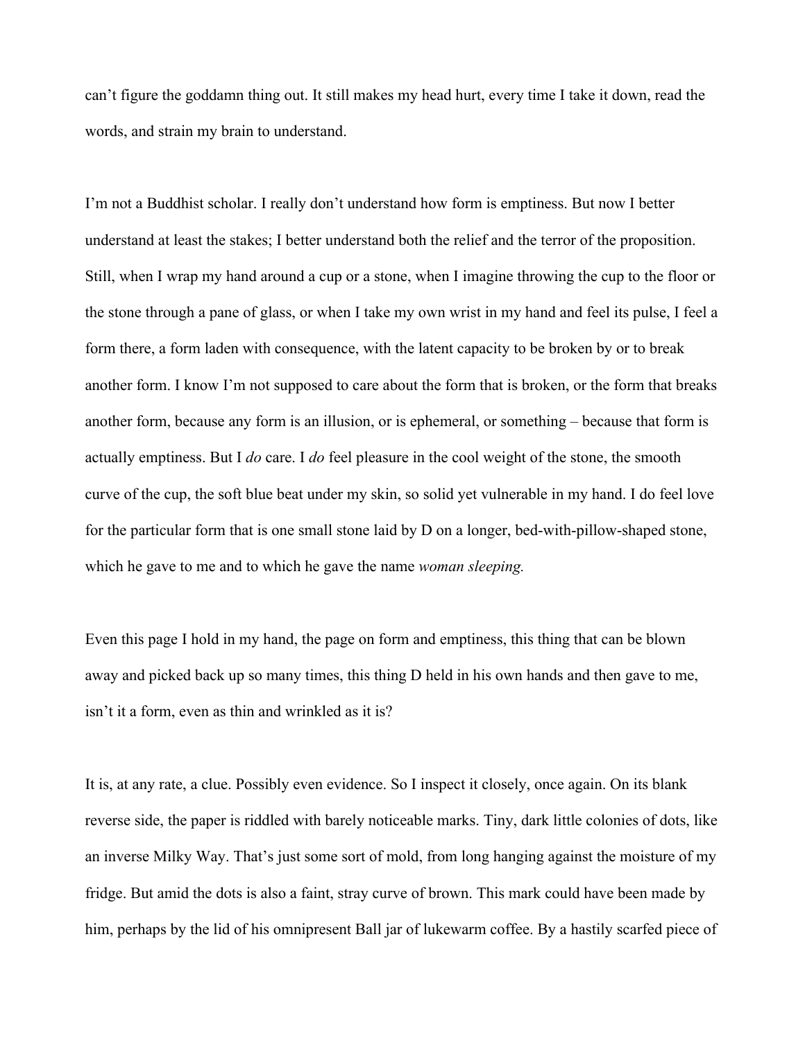can’t figure the goddamn thing out. It still makes my head hurt, every time I take it down, read the words, and strain my brain to understand.

I’m not a Buddhist scholar. I really don’t understand how form is emptiness. But now I better understand at least the stakes; I better understand both the relief and the terror of the proposition. Still, when I wrap my hand around a cup or a stone, when I imagine throwing the cup to the floor or the stone through a pane of glass, or when I take my own wrist in my hand and feel its pulse, I feel a form there, a form laden with consequence, with the latent capacity to be broken by or to break another form. I know I’m not supposed to care about the form that is broken, or the form that breaks another form, because any form is an illusion, or is ephemeral, or something – because that form is actually emptiness. But I *do* care. I *do* feel pleasure in the cool weight of the stone, the smooth curve of the cup, the soft blue beat under my skin, so solid yet vulnerable in my hand. I do feel love for the particular form that is one small stone laid by D on a longer, bed-with-pillow-shaped stone, which he gave to me and to which he gave the name *woman sleeping.*

Even this page I hold in my hand, the page on form and emptiness, this thing that can be blown away and picked back up so many times, this thing D held in his own hands and then gave to me, isn’t it a form, even as thin and wrinkled as it is?

It is, at any rate, a clue. Possibly even evidence. So I inspect it closely, once again. On its blank reverse side, the paper is riddled with barely noticeable marks. Tiny, dark little colonies of dots, like an inverse Milky Way. That’s just some sort of mold, from long hanging against the moisture of my fridge. But amid the dots is also a faint, stray curve of brown. This mark could have been made by him, perhaps by the lid of his omnipresent Ball jar of lukewarm coffee. By a hastily scarfed piece of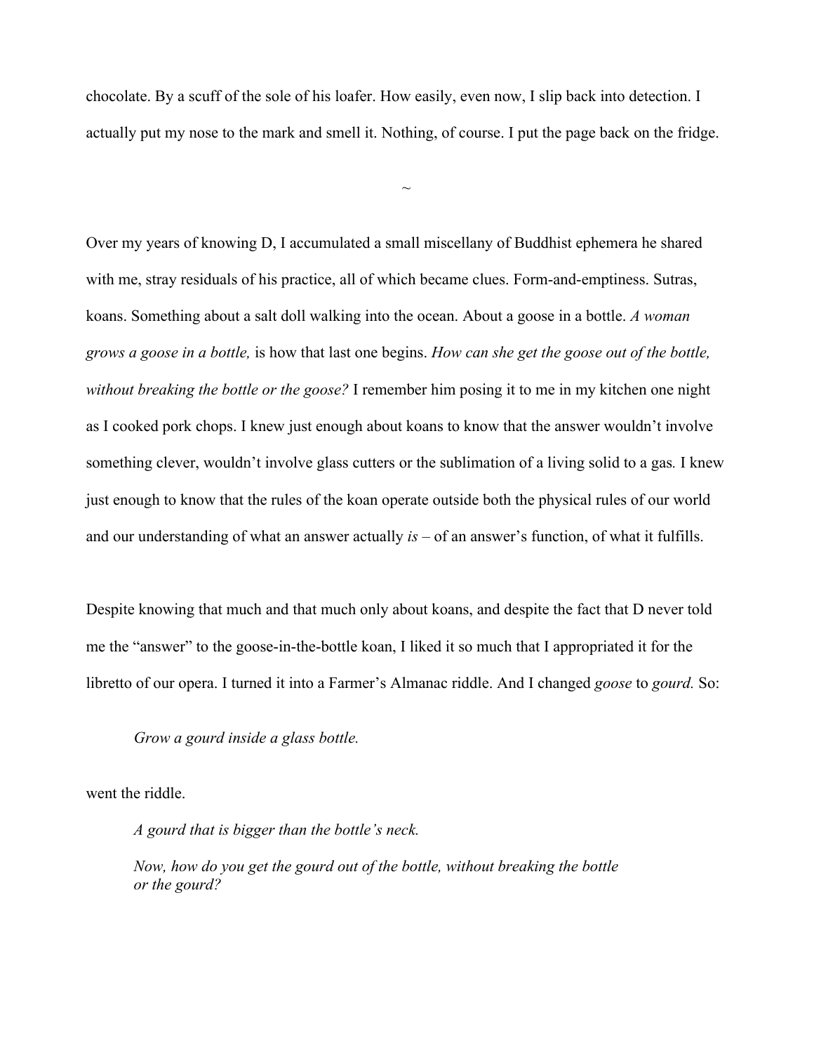chocolate. By a scuff of the sole of his loafer. How easily, even now, I slip back into detection. I actually put my nose to the mark and smell it. Nothing, of course. I put the page back on the fridge.

~

Over my years of knowing D, I accumulated a small miscellany of Buddhist ephemera he shared with me, stray residuals of his practice, all of which became clues. Form-and-emptiness. Sutras, koans. Something about a salt doll walking into the ocean. About a goose in a bottle. *A woman grows a goose in a bottle,* is how that last one begins. *How can she get the goose out of the bottle, without breaking the bottle or the goose?* I remember him posing it to me in my kitchen one night as I cooked pork chops. I knew just enough about koans to know that the answer wouldn't involve something clever, wouldn't involve glass cutters or the sublimation of a living solid to a gas*.* I knew just enough to know that the rules of the koan operate outside both the physical rules of our world and our understanding of what an answer actually *is* – of an answer's function, of what it fulfills.

Despite knowing that much and that much only about koans, and despite the fact that D never told me the "answer" to the goose-in-the-bottle koan, I liked it so much that I appropriated it for the libretto of our opera. I turned it into a Farmer's Almanac riddle. And I changed *goose* to *gourd.* So:

> *Grow a gourd inside a glass bottle.*

went the riddle.

> *A gourd that is bigger than the bottle's neck.*
>
> *Now, how do you get the gourd out of the bottle, without breaking the bottle or the gourd?*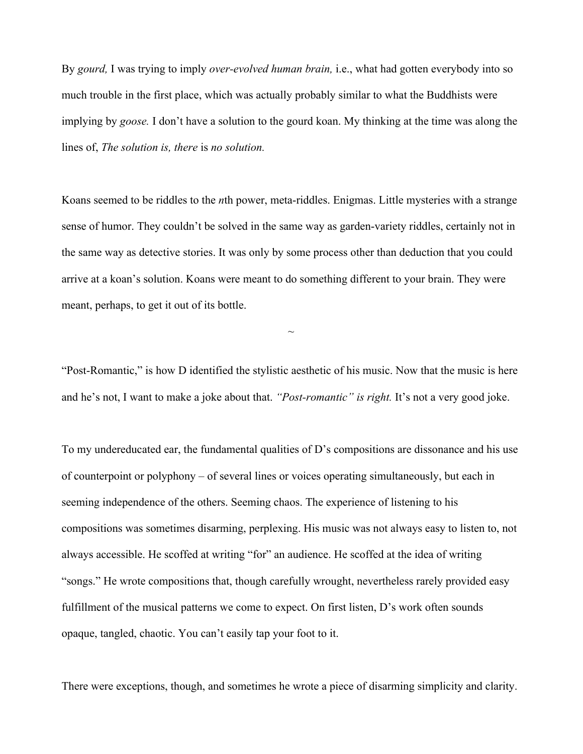By *gourd,* I was trying to imply *over-evolved human brain,* i.e., what had gotten everybody into so much trouble in the first place, which was actually probably similar to what the Buddhists were implying by *goose.* I don't have a solution to the gourd koan. My thinking at the time was along the lines of, *The solution is, there* is *no solution.*

Koans seemed to be riddles to the *n*th power, meta-riddles. Enigmas. Little mysteries with a strange sense of humor. They couldn't be solved in the same way as garden-variety riddles, certainly not in the same way as detective stories. It was only by some process other than deduction that you could arrive at a koan's solution. Koans were meant to do something different to your brain. They were meant, perhaps, to get it out of its bottle.

~

"Post-Romantic," is how D identified the stylistic aesthetic of his music. Now that the music is here and he's not, I want to make a joke about that. *"Post-romantic" is right.* It's not a very good joke.

To my undereducated ear, the fundamental qualities of D's compositions are dissonance and his use of counterpoint or polyphony – of several lines or voices operating simultaneously, but each in seeming independence of the others. Seeming chaos. The experience of listening to his compositions was sometimes disarming, perplexing. His music was not always easy to listen to, not always accessible. He scoffed at writing "for" an audience. He scoffed at the idea of writing "songs." He wrote compositions that, though carefully wrought, nevertheless rarely provided easy fulfillment of the musical patterns we come to expect. On first listen, D's work often sounds opaque, tangled, chaotic. You can't easily tap your foot to it.

There were exceptions, though, and sometimes he wrote a piece of disarming simplicity and clarity.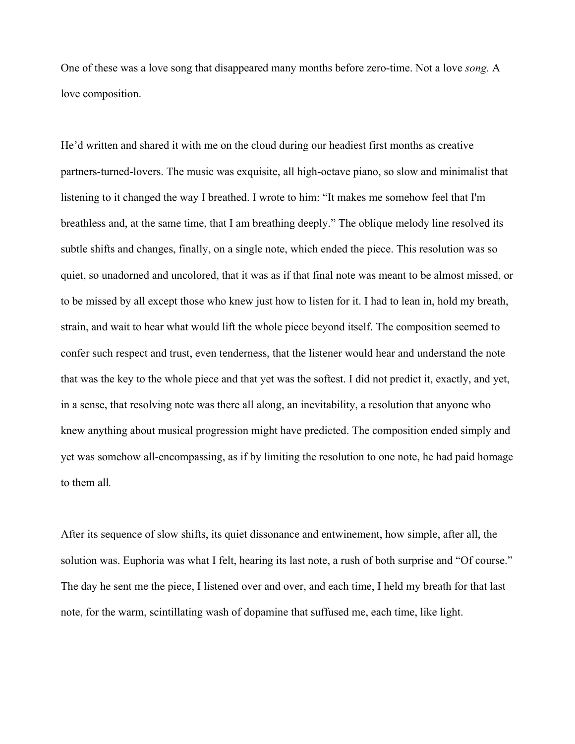One of these was a love song that disappeared many months before zero-time. Not a love *song.* A love composition.

He'd written and shared it with me on the cloud during our headiest first months as creative partners-turned-lovers. The music was exquisite, all high-octave piano, so slow and minimalist that listening to it changed the way I breathed. I wrote to him: "It makes me somehow feel that I'm breathless and, at the same time, that I am breathing deeply." The oblique melody line resolved its subtle shifts and changes, finally, on a single note, which ended the piece. This resolution was so quiet, so unadorned and uncolored, that it was as if that final note was meant to be almost missed, or to be missed by all except those who knew just how to listen for it. I had to lean in, hold my breath, strain, and wait to hear what would lift the whole piece beyond itself. The composition seemed to confer such respect and trust, even tenderness, that the listener would hear and understand the note that was the key to the whole piece and that yet was the softest. I did not predict it, exactly, and yet, in a sense, that resolving note was there all along, an inevitability, a resolution that anyone who knew anything about musical progression might have predicted. The composition ended simply and yet was somehow all-encompassing, as if by limiting the resolution to one note, he had paid homage to them all.

After its sequence of slow shifts, its quiet dissonance and entwinement, how simple, after all, the solution was. Euphoria was what I felt, hearing its last note, a rush of both surprise and "Of course." The day he sent me the piece, I listened over and over, and each time, I held my breath for that last note, for the warm, scintillating wash of dopamine that suffused me, each time, like light.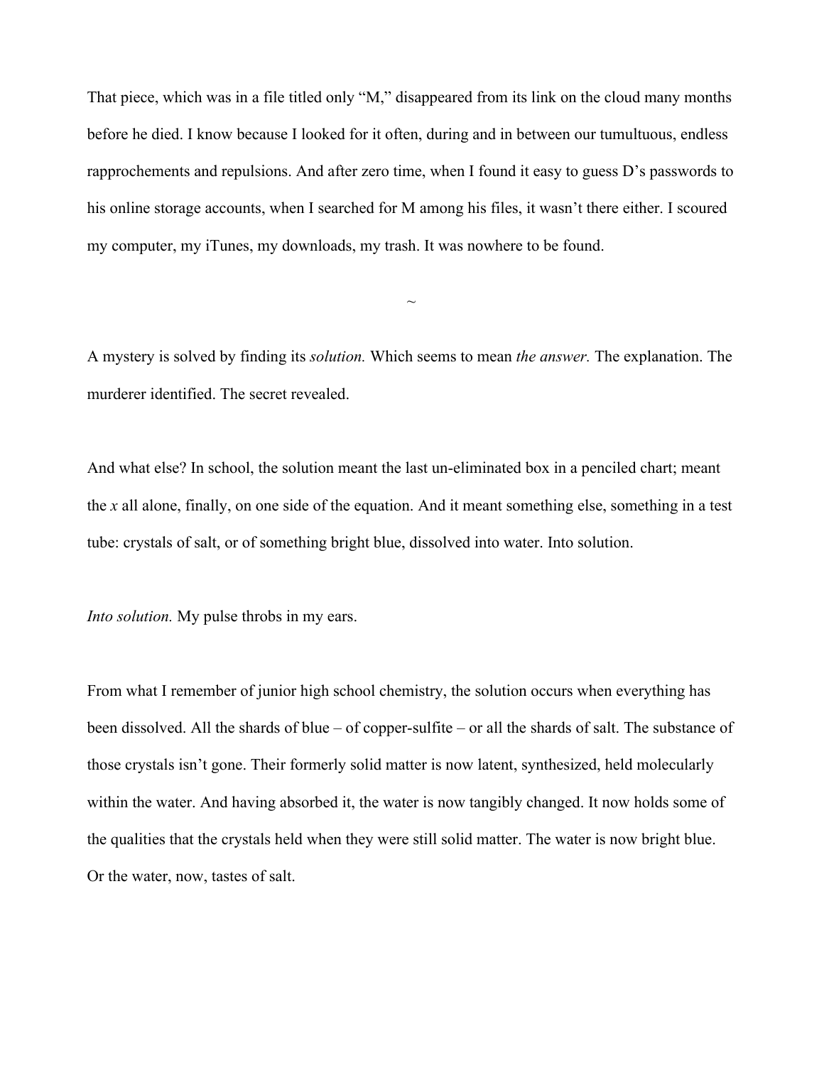That piece, which was in a file titled only "M," disappeared from its link on the cloud many months before he died. I know because I looked for it often, during and in between our tumultuous, endless rapprochements and repulsions. And after zero time, when I found it easy to guess D's passwords to his online storage accounts, when I searched for M among his files, it wasn't there either. I scoured my computer, my iTunes, my downloads, my trash. It was nowhere to be found.

~

A mystery is solved by finding its *solution.* Which seems to mean *the answer.* The explanation. The murderer identified. The secret revealed.

And what else? In school, the solution meant the last un-eliminated box in a penciled chart; meant the *x* all alone, finally, on one side of the equation. And it meant something else, something in a test tube: crystals of salt, or of something bright blue, dissolved into water. Into solution.

*Into solution.* My pulse throbs in my ears.

From what I remember of junior high school chemistry, the solution occurs when everything has been dissolved. All the shards of blue – of copper-sulfite – or all the shards of salt. The substance of those crystals isn't gone. Their formerly solid matter is now latent, synthesized, held molecularly within the water. And having absorbed it, the water is now tangibly changed. It now holds some of the qualities that the crystals held when they were still solid matter. The water is now bright blue. Or the water, now, tastes of salt.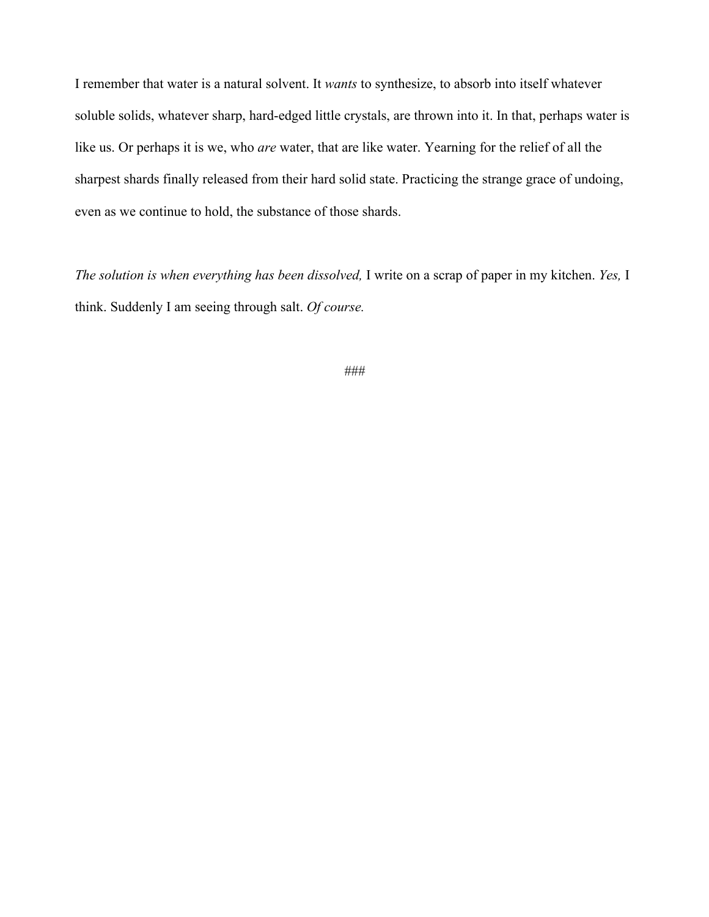I remember that water is a natural solvent. It *wants* to synthesize, to absorb into itself whatever soluble solids, whatever sharp, hard-edged little crystals, are thrown into it. In that, perhaps water is like us. Or perhaps it is we, who *are* water, that are like water. Yearning for the relief of all the sharpest shards finally released from their hard solid state. Practicing the strange grace of undoing, even as we continue to hold, the substance of those shards.

*The solution is when everything has been dissolved,* I write on a scrap of paper in my kitchen. *Yes,* I think. Suddenly I am seeing through salt. *Of course.*

###